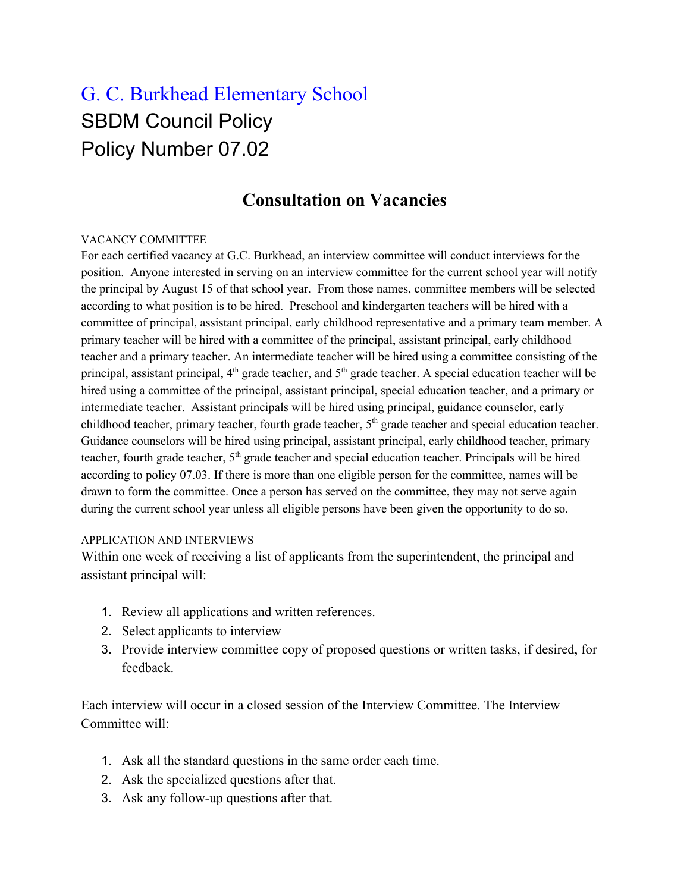# G. C. Burkhead Elementary School

SBDM Council Policy

Policy Number 07.02

## Consultation on Vacancies

VACANCY COMMITTEE

For each certified vacancy at G.C. Burkhead, an interview committee will conduct interviews for the position. Anyone interested in serving on an interview committee for the current school year will notify the principal by August 15 of that school year. From those names, committee members will be selected according to what position is to be hired. Preschool and kindergarten teachers will be hired with a committee of principal, assistant principal, early childhood representative and a primary team member. A primary teacher will be hired with a committee of the principal, assistant principal, early childhood teacher and a primary teacher. An intermediate teacher will be hired using a committee consisting of the principal, assistant principal, 4th grade teacher, and 5th grade teacher. A special education teacher will be hired using a committee of the principal, assistant principal, special education teacher, and a primary or intermediate teacher. Assistant principals will be hired using principal, guidance counselor, early childhood teacher, primary teacher, fourth grade teacher, 5th grade teacher and special education teacher. Guidance counselors will be hired using principal, assistant principal, early childhood teacher, primary teacher, fourth grade teacher, 5th grade teacher and special education teacher. Principals will be hired according to policy 07.03. If there is more than one eligible person for the committee, names will be drawn to form the committee. Once a person has served on the committee, they may not serve again during the current school year unless all eligible persons have been given the opportunity to do so.

APPLICATION AND INTERVIEWS

Within one week of receiving a list of applicants from the superintendent, the principal and assistant principal will:

1. Review all applications and written references.
2. Select applicants to interview
3. Provide interview committee copy of proposed questions or written tasks, if desired, for feedback.

Each interview will occur in a closed session of the Interview Committee. The Interview Committee will:

1. Ask all the standard questions in the same order each time.
2. Ask the specialized questions after that.
3. Ask any follow-up questions after that.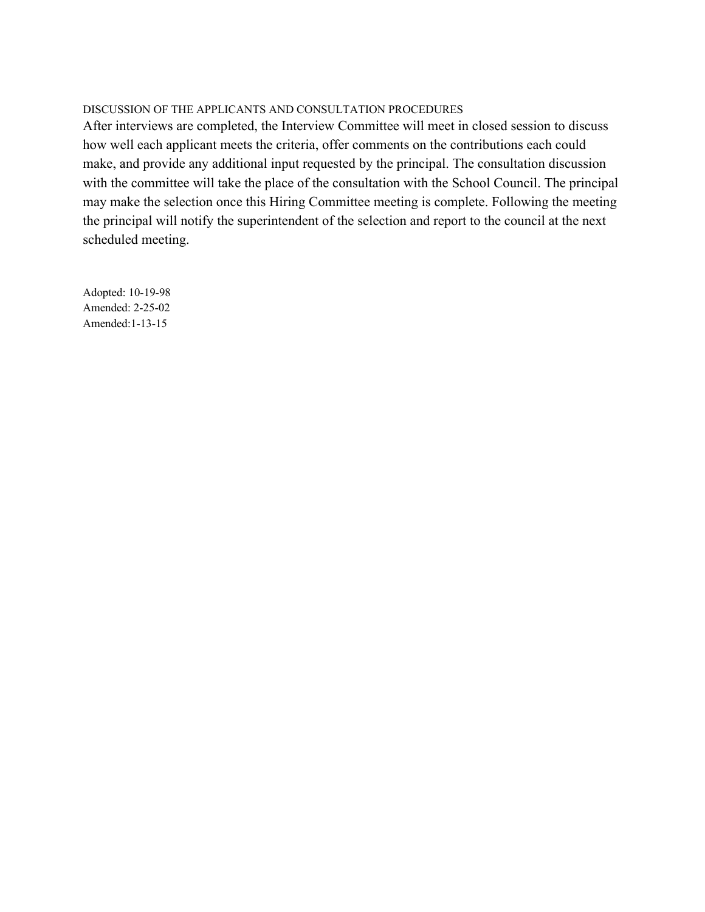## DISCUSSION OF THE APPLICANTS AND CONSULTATION PROCEDURES

After interviews are completed, the Interview Committee will meet in closed session to discuss how well each applicant meets the criteria, offer comments on the contributions each could make, and provide any additional input requested by the principal. The consultation discussion with the committee will take the place of the consultation with the School Council. The principal may make the selection once this Hiring Committee meeting is complete. Following the meeting the principal will notify the superintendent of the selection and report to the council at the next scheduled meeting.

Adopted: 10-19-98
Amended: 2-25-02
Amended:1-13-15